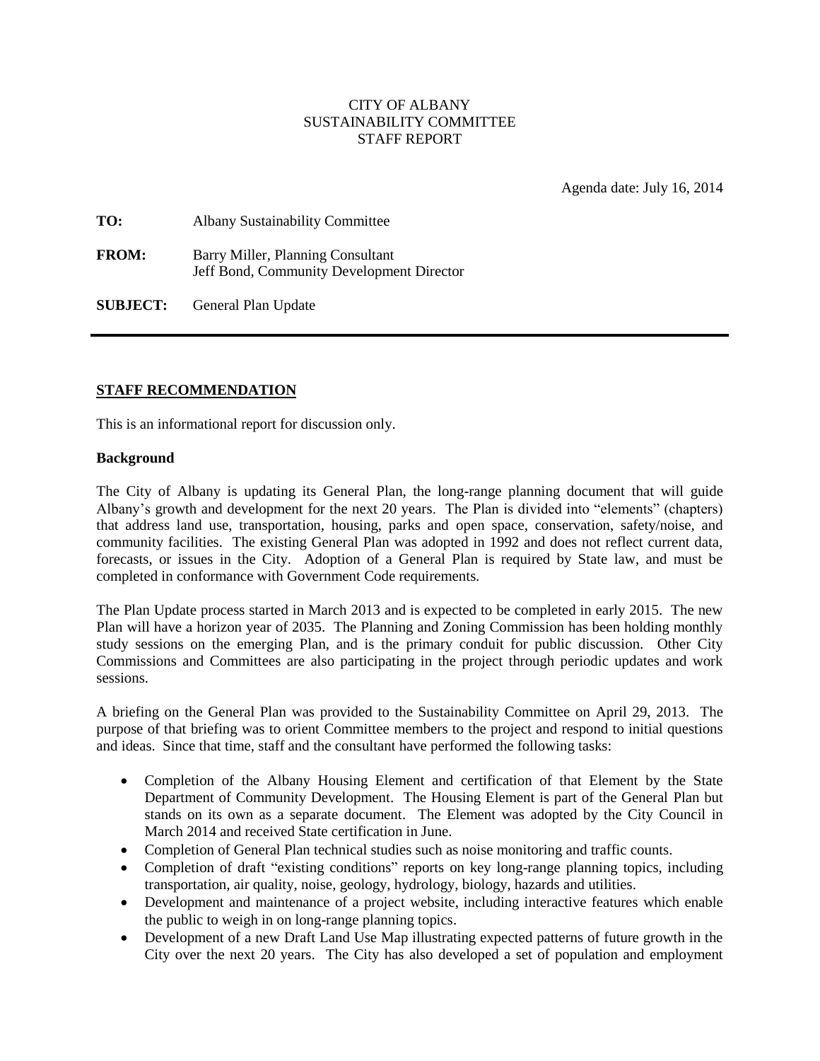CITY OF ALBANY
SUSTAINABILITY COMMITTEE
STAFF REPORT

Agenda date: July 16, 2014

**TO:** Albany Sustainability Committee

**FROM:** Barry Miller, Planning Consultant
Jeff Bond, Community Development Director

**SUBJECT:** General Plan Update

---

## STAFF RECOMMENDATION

This is an informational report for discussion only.

### Background

The City of Albany is updating its General Plan, the long-range planning document that will guide Albany's growth and development for the next 20 years. The Plan is divided into "elements" (chapters) that address land use, transportation, housing, parks and open space, conservation, safety/noise, and community facilities. The existing General Plan was adopted in 1992 and does not reflect current data, forecasts, or issues in the City. Adoption of a General Plan is required by State law, and must be completed in conformance with Government Code requirements.

The Plan Update process started in March 2013 and is expected to be completed in early 2015. The new Plan will have a horizon year of 2035. The Planning and Zoning Commission has been holding monthly study sessions on the emerging Plan, and is the primary conduit for public discussion. Other City Commissions and Committees are also participating in the project through periodic updates and work sessions.

A briefing on the General Plan was provided to the Sustainability Committee on April 29, 2013. The purpose of that briefing was to orient Committee members to the project and respond to initial questions and ideas. Since that time, staff and the consultant have performed the following tasks:

- Completion of the Albany Housing Element and certification of that Element by the State Department of Community Development. The Housing Element is part of the General Plan but stands on its own as a separate document. The Element was adopted by the City Council in March 2014 and received State certification in June.
- Completion of General Plan technical studies such as noise monitoring and traffic counts.
- Completion of draft "existing conditions" reports on key long-range planning topics, including transportation, air quality, noise, geology, hydrology, biology, hazards and utilities.
- Development and maintenance of a project website, including interactive features which enable the public to weigh in on long-range planning topics.
- Development of a new Draft Land Use Map illustrating expected patterns of future growth in the City over the next 20 years. The City has also developed a set of population and employment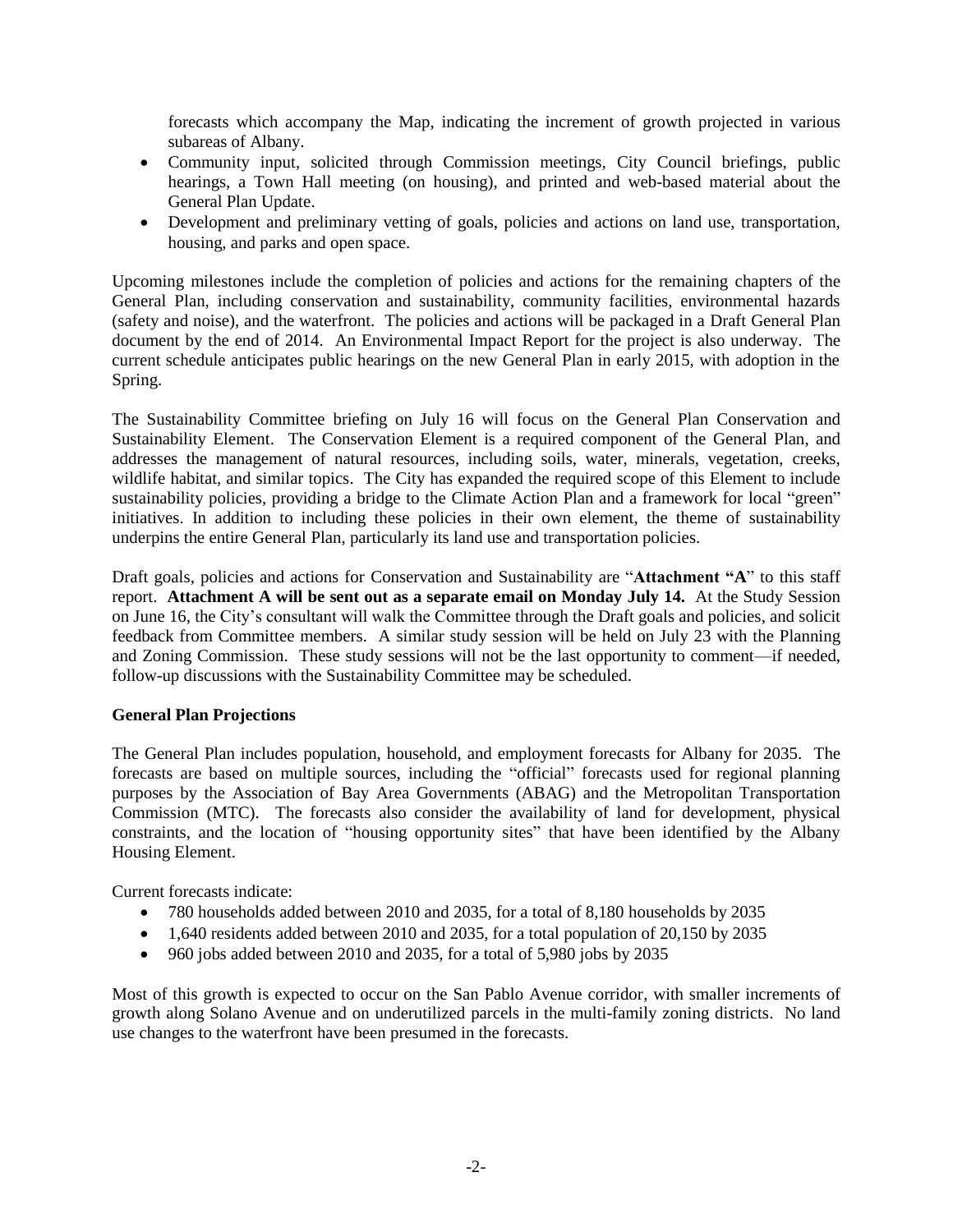forecasts which accompany the Map, indicating the increment of growth projected in various subareas of Albany.

- Community input, solicited through Commission meetings, City Council briefings, public hearings, a Town Hall meeting (on housing), and printed and web-based material about the General Plan Update.
- Development and preliminary vetting of goals, policies and actions on land use, transportation, housing, and parks and open space.

Upcoming milestones include the completion of policies and actions for the remaining chapters of the General Plan, including conservation and sustainability, community facilities, environmental hazards (safety and noise), and the waterfront. The policies and actions will be packaged in a Draft General Plan document by the end of 2014. An Environmental Impact Report for the project is also underway. The current schedule anticipates public hearings on the new General Plan in early 2015, with adoption in the Spring.

The Sustainability Committee briefing on July 16 will focus on the General Plan Conservation and Sustainability Element. The Conservation Element is a required component of the General Plan, and addresses the management of natural resources, including soils, water, minerals, vegetation, creeks, wildlife habitat, and similar topics. The City has expanded the required scope of this Element to include sustainability policies, providing a bridge to the Climate Action Plan and a framework for local "green" initiatives. In addition to including these policies in their own element, the theme of sustainability underpins the entire General Plan, particularly its land use and transportation policies.

Draft goals, policies and actions for Conservation and Sustainability are "**Attachment "A**" to this staff report. **Attachment A will be sent out as a separate email on Monday July 14.** At the Study Session on June 16, the City's consultant will walk the Committee through the Draft goals and policies, and solicit feedback from Committee members. A similar study session will be held on July 23 with the Planning and Zoning Commission. These study sessions will not be the last opportunity to comment—if needed, follow-up discussions with the Sustainability Committee may be scheduled.

**General Plan Projections**

The General Plan includes population, household, and employment forecasts for Albany for 2035. The forecasts are based on multiple sources, including the "official" forecasts used for regional planning purposes by the Association of Bay Area Governments (ABAG) and the Metropolitan Transportation Commission (MTC). The forecasts also consider the availability of land for development, physical constraints, and the location of "housing opportunity sites" that have been identified by the Albany Housing Element.

Current forecasts indicate:

- 780 households added between 2010 and 2035, for a total of 8,180 households by 2035
- 1,640 residents added between 2010 and 2035, for a total population of 20,150 by 2035
- 960 jobs added between 2010 and 2035, for a total of 5,980 jobs by 2035

Most of this growth is expected to occur on the San Pablo Avenue corridor, with smaller increments of growth along Solano Avenue and on underutilized parcels in the multi-family zoning districts. No land use changes to the waterfront have been presumed in the forecasts.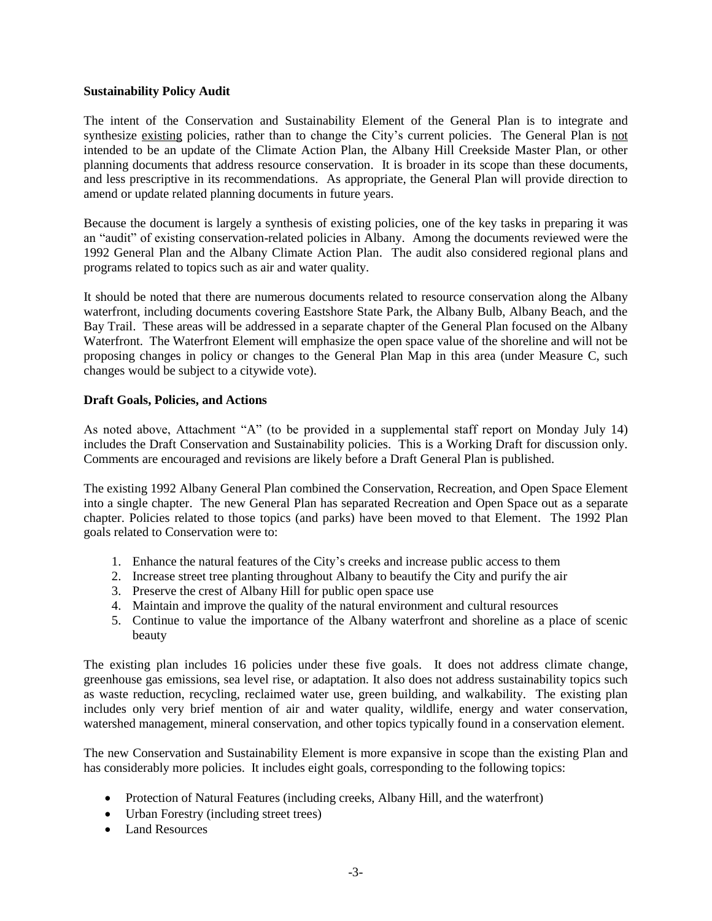**Sustainability Policy Audit**

The intent of the Conservation and Sustainability Element of the General Plan is to integrate and synthesize existing policies, rather than to change the City's current policies. The General Plan is not intended to be an update of the Climate Action Plan, the Albany Hill Creekside Master Plan, or other planning documents that address resource conservation. It is broader in its scope than these documents, and less prescriptive in its recommendations. As appropriate, the General Plan will provide direction to amend or update related planning documents in future years.

Because the document is largely a synthesis of existing policies, one of the key tasks in preparing it was an "audit" of existing conservation-related policies in Albany. Among the documents reviewed were the 1992 General Plan and the Albany Climate Action Plan. The audit also considered regional plans and programs related to topics such as air and water quality.

It should be noted that there are numerous documents related to resource conservation along the Albany waterfront, including documents covering Eastshore State Park, the Albany Bulb, Albany Beach, and the Bay Trail. These areas will be addressed in a separate chapter of the General Plan focused on the Albany Waterfront. The Waterfront Element will emphasize the open space value of the shoreline and will not be proposing changes in policy or changes to the General Plan Map in this area (under Measure C, such changes would be subject to a citywide vote).

**Draft Goals, Policies, and Actions**

As noted above, Attachment "A" (to be provided in a supplemental staff report on Monday July 14) includes the Draft Conservation and Sustainability policies. This is a Working Draft for discussion only. Comments are encouraged and revisions are likely before a Draft General Plan is published.

The existing 1992 Albany General Plan combined the Conservation, Recreation, and Open Space Element into a single chapter. The new General Plan has separated Recreation and Open Space out as a separate chapter. Policies related to those topics (and parks) have been moved to that Element. The 1992 Plan goals related to Conservation were to:

1. Enhance the natural features of the City's creeks and increase public access to them
2. Increase street tree planting throughout Albany to beautify the City and purify the air
3. Preserve the crest of Albany Hill for public open space use
4. Maintain and improve the quality of the natural environment and cultural resources
5. Continue to value the importance of the Albany waterfront and shoreline as a place of scenic beauty

The existing plan includes 16 policies under these five goals. It does not address climate change, greenhouse gas emissions, sea level rise, or adaptation. It also does not address sustainability topics such as waste reduction, recycling, reclaimed water use, green building, and walkability. The existing plan includes only very brief mention of air and water quality, wildlife, energy and water conservation, watershed management, mineral conservation, and other topics typically found in a conservation element.

The new Conservation and Sustainability Element is more expansive in scope than the existing Plan and has considerably more policies. It includes eight goals, corresponding to the following topics:

- Protection of Natural Features (including creeks, Albany Hill, and the waterfront)
- Urban Forestry (including street trees)
- Land Resources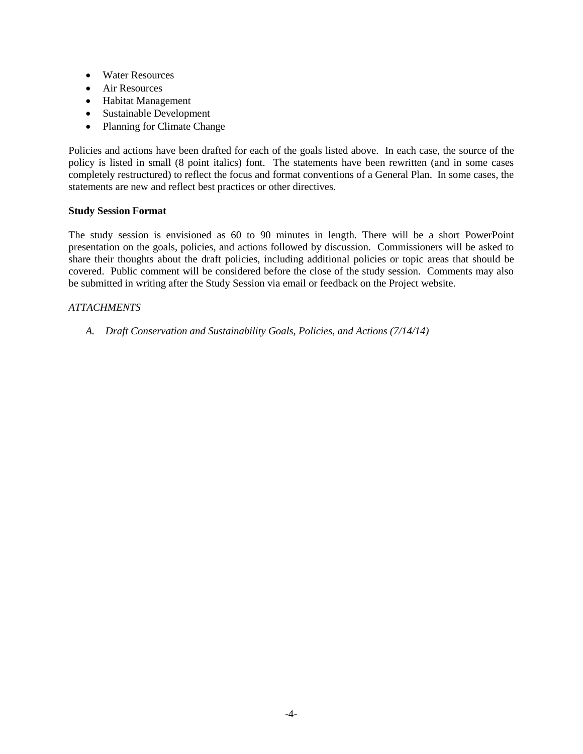- Water Resources
- Air Resources
- Habitat Management
- Sustainable Development
- Planning for Climate Change

Policies and actions have been drafted for each of the goals listed above. In each case, the source of the policy is listed in small (8 point italics) font. The statements have been rewritten (and in some cases completely restructured) to reflect the focus and format conventions of a General Plan. In some cases, the statements are new and reflect best practices or other directives.

**Study Session Format**

The study session is envisioned as 60 to 90 minutes in length. There will be a short PowerPoint presentation on the goals, policies, and actions followed by discussion. Commissioners will be asked to share their thoughts about the draft policies, including additional policies or topic areas that should be covered. Public comment will be considered before the close of the study session. Comments may also be submitted in writing after the Study Session via email or feedback on the Project website.

*ATTACHMENTS*

*A. Draft Conservation and Sustainability Goals, Policies, and Actions (7/14/14)*